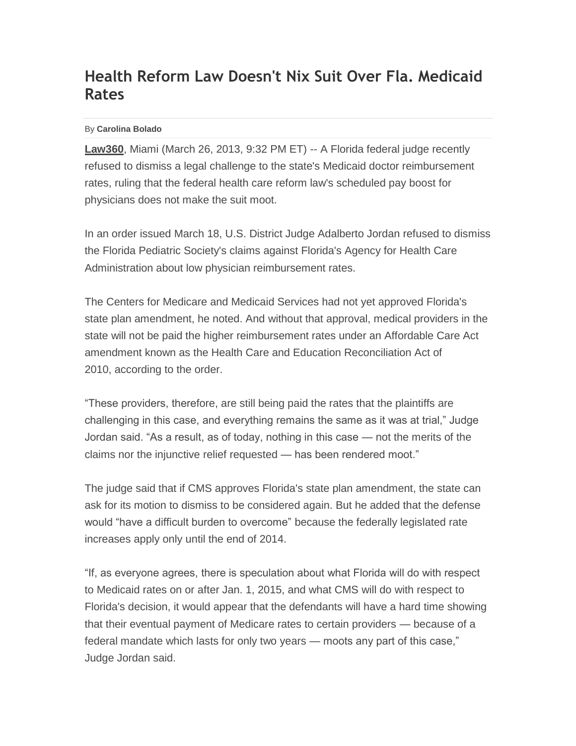# Health Reform Law Doesn't Nix Suit Over Fla. Medicaid Rates

By **Carolina Bolado**

**Law360**, Miami (March 26, 2013, 9:32 PM ET) -- A Florida federal judge recently refused to dismiss a legal challenge to the state's Medicaid doctor reimbursement rates, ruling that the federal health care reform law's scheduled pay boost for physicians does not make the suit moot.

In an order issued March 18, U.S. District Judge Adalberto Jordan refused to dismiss the Florida Pediatric Society's claims against Florida's Agency for Health Care Administration about low physician reimbursement rates.

The Centers for Medicare and Medicaid Services had not yet approved Florida's state plan amendment, he noted. And without that approval, medical providers in the state will not be paid the higher reimbursement rates under an Affordable Care Act amendment known as the Health Care and Education Reconciliation Act of 2010, according to the order.

"These providers, therefore, are still being paid the rates that the plaintiffs are challenging in this case, and everything remains the same as it was at trial," Judge Jordan said. "As a result, as of today, nothing in this case — not the merits of the claims nor the injunctive relief requested — has been rendered moot."

The judge said that if CMS approves Florida's state plan amendment, the state can ask for its motion to dismiss to be considered again. But he added that the defense would "have a difficult burden to overcome" because the federally legislated rate increases apply only until the end of 2014.

"If, as everyone agrees, there is speculation about what Florida will do with respect to Medicaid rates on or after Jan. 1, 2015, and what CMS will do with respect to Florida's decision, it would appear that the defendants will have a hard time showing that their eventual payment of Medicare rates to certain providers — because of a federal mandate which lasts for only two years — moots any part of this case," Judge Jordan said.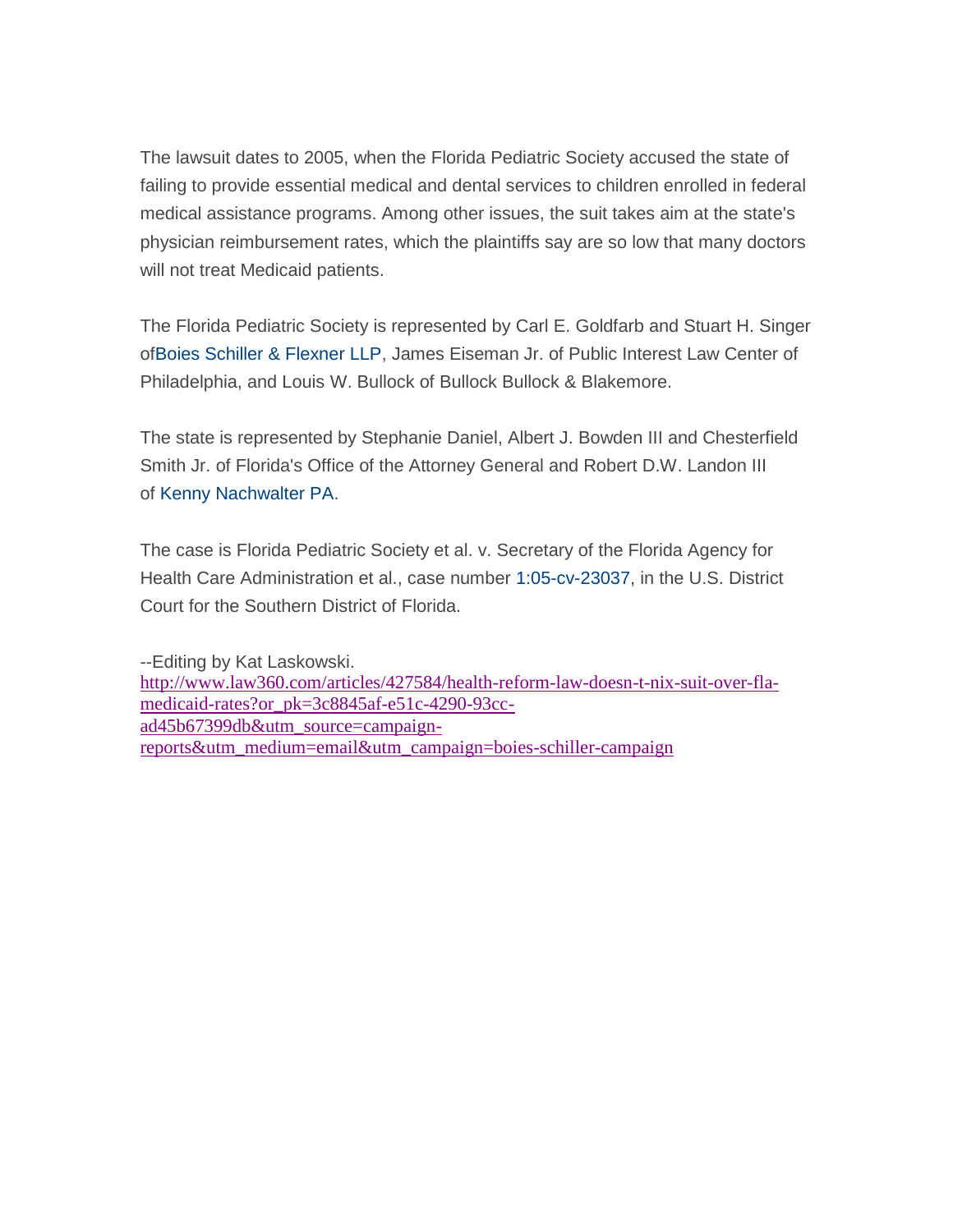The lawsuit dates to 2005, when the Florida Pediatric Society accused the state of failing to provide essential medical and dental services to children enrolled in federal medical assistance programs. Among other issues, the suit takes aim at the state's physician reimbursement rates, which the plaintiffs say are so low that many doctors will not treat Medicaid patients.

The Florida Pediatric Society is represented by Carl E. Goldfarb and Stuart H. Singer ofBoies Schiller & Flexner LLP, James Eiseman Jr. of Public Interest Law Center of Philadelphia, and Louis W. Bullock of Bullock Bullock & Blakemore.

The state is represented by Stephanie Daniel, Albert J. Bowden III and Chesterfield Smith Jr. of Florida's Office of the Attorney General and Robert D.W. Landon III of Kenny Nachwalter PA.

The case is Florida Pediatric Society et al. v. Secretary of the Florida Agency for Health Care Administration et al., case number 1:05-cv-23037, in the U.S. District Court for the Southern District of Florida.

--Editing by Kat Laskowski.
http://www.law360.com/articles/427584/health-reform-law-doesn-t-nix-suit-over-fla-medicaid-rates?or_pk=3c8845af-e51c-4290-93cc-ad45b67399db&utm_source=campaign-reports&utm_medium=email&utm_campaign=boies-schiller-campaign